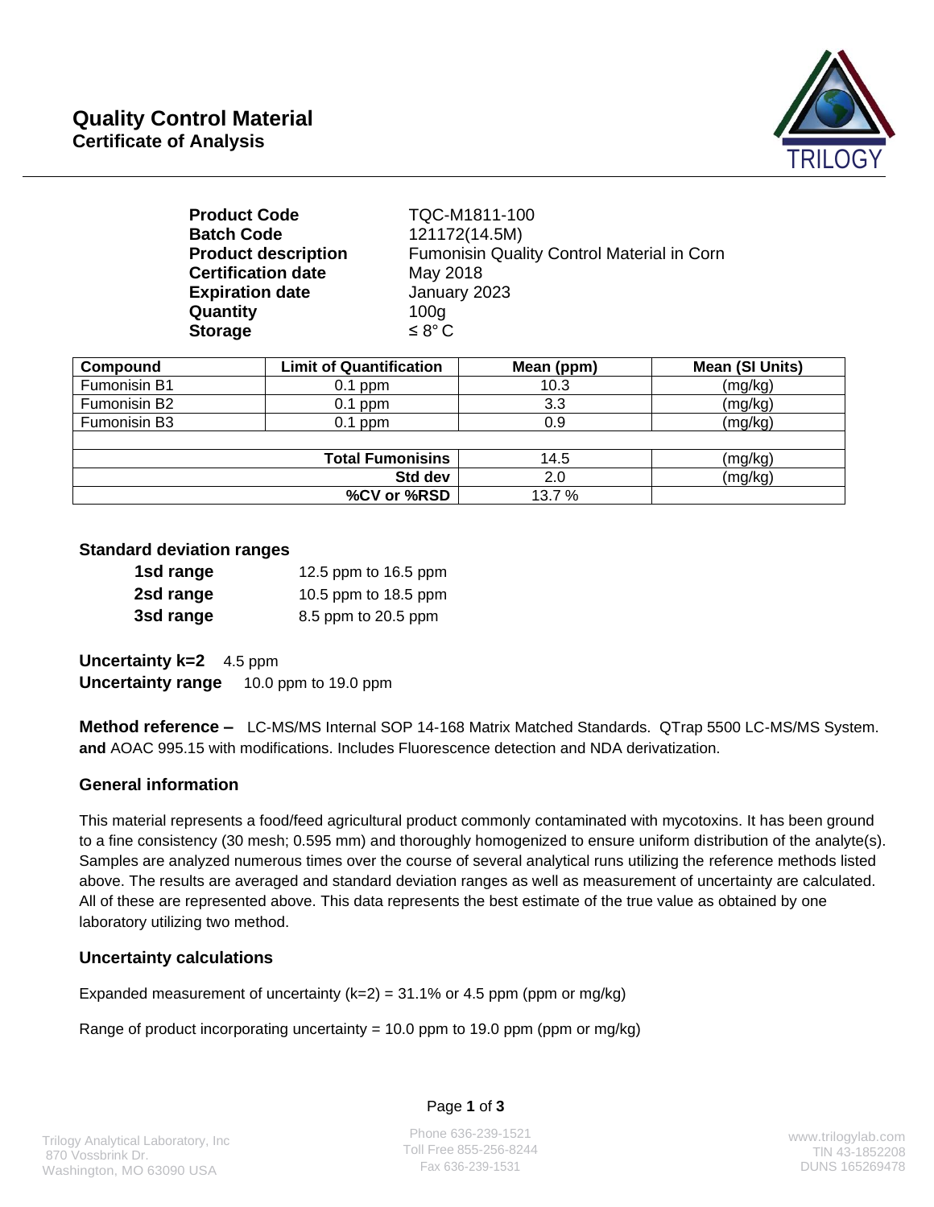# Quality Control Material

## Certificate of Analysis

TRILOGY

| | |
|---|---|
| **Product Code** | TQC-M1811-100 |
| **Batch Code** | 121172(14.5M) |
| **Product description** | Fumonisin Quality Control Material in Corn |
| **Certification date** | May 2018 |
| **Expiration date** | January 2023 |
| **Quantity** | 100g |
| **Storage** | ≤ 8° C |

| Compound | Limit of Quantification | Mean (ppm) | Mean (SI Units) |
|---|---|---|---|
| Fumonisin B1 | 0.1 ppm | 10.3 | (mg/kg) |
| Fumonisin B2 | 0.1 ppm | 3.3 | (mg/kg) |
| Fumonisin B3 | 0.1 ppm | 0.9 | (mg/kg) |
| | | | |
| | **Total Fumonisins** | 14.5 | (mg/kg) |
| | **Std dev** | 2.0 | (mg/kg) |
| | **%CV or %RSD** | 13.7 % | |

### Standard deviation ranges

| | |
|---|---|
| **1sd range** | 12.5 ppm to 16.5 ppm |
| **2sd range** | 10.5 ppm to 18.5 ppm |
| **3sd range** | 8.5 ppm to 20.5 ppm |

**Uncertainty k=2** 4.5 ppm

**Uncertainty range** 10.0 ppm to 19.0 ppm

**Method reference –** LC-MS/MS Internal SOP 14-168 Matrix Matched Standards. QTrap 5500 LC-MS/MS System. **and** AOAC 995.15 with modifications. Includes Fluorescence detection and NDA derivatization.

### General information

This material represents a food/feed agricultural product commonly contaminated with mycotoxins. It has been ground to a fine consistency (30 mesh; 0.595 mm) and thoroughly homogenized to ensure uniform distribution of the analyte(s). Samples are analyzed numerous times over the course of several analytical runs utilizing the reference methods listed above. The results are averaged and standard deviation ranges as well as measurement of uncertainty are calculated. All of these are represented above. This data represents the best estimate of the true value as obtained by one laboratory utilizing two method.

### Uncertainty calculations

Expanded measurement of uncertainty (k=2) = 31.1% or 4.5 ppm (ppm or mg/kg)

Range of product incorporating uncertainty = 10.0 ppm to 19.0 ppm (ppm or mg/kg)

Trilogy Analytical Laboratory, Inc
870 Vossbrink Dr.
Washington, MO 63090 USA

Phone 636-239-1521
Toll Free 855-256-8244
Fax 636-239-1531

www.trilogylab.com
TIN 43-1852208
DUNS 165269478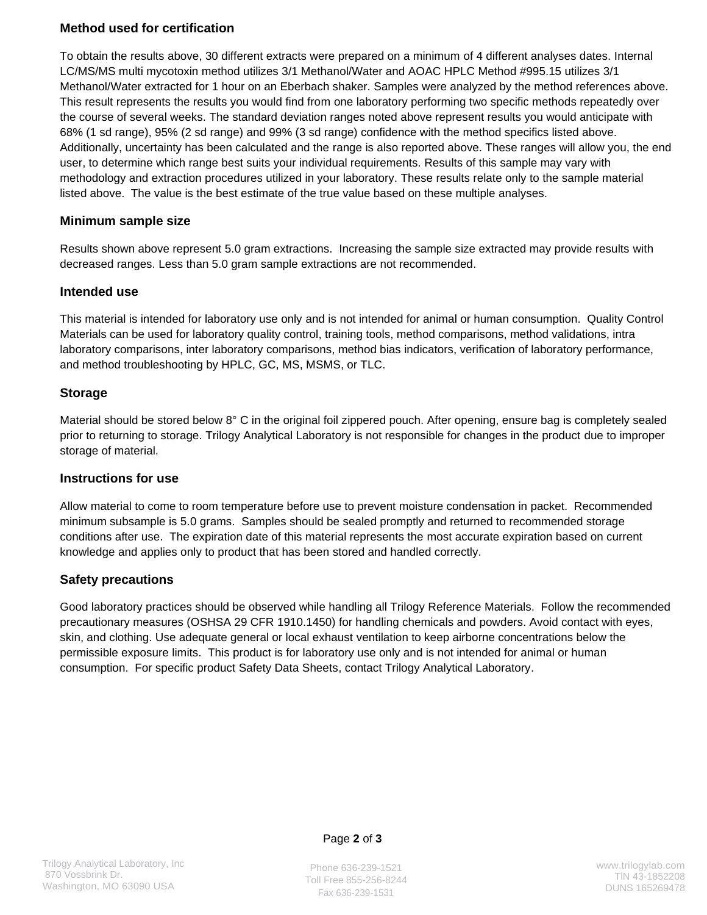## Method used for certification

To obtain the results above, 30 different extracts were prepared on a minimum of 4 different analyses dates. Internal LC/MS/MS multi mycotoxin method utilizes 3/1 Methanol/Water and AOAC HPLC Method #995.15 utilizes 3/1 Methanol/Water extracted for 1 hour on an Eberbach shaker. Samples were analyzed by the method references above. This result represents the results you would find from one laboratory performing two specific methods repeatedly over the course of several weeks. The standard deviation ranges noted above represent results you would anticipate with 68% (1 sd range), 95% (2 sd range) and 99% (3 sd range) confidence with the method specifics listed above. Additionally, uncertainty has been calculated and the range is also reported above. These ranges will allow you, the end user, to determine which range best suits your individual requirements. Results of this sample may vary with methodology and extraction procedures utilized in your laboratory. These results relate only to the sample material listed above. The value is the best estimate of the true value based on these multiple analyses.

## Minimum sample size

Results shown above represent 5.0 gram extractions. Increasing the sample size extracted may provide results with decreased ranges. Less than 5.0 gram sample extractions are not recommended.

## Intended use

This material is intended for laboratory use only and is not intended for animal or human consumption. Quality Control Materials can be used for laboratory quality control, training tools, method comparisons, method validations, intra laboratory comparisons, inter laboratory comparisons, method bias indicators, verification of laboratory performance, and method troubleshooting by HPLC, GC, MS, MSMS, or TLC.

## Storage

Material should be stored below 8° C in the original foil zippered pouch. After opening, ensure bag is completely sealed prior to returning to storage. Trilogy Analytical Laboratory is not responsible for changes in the product due to improper storage of material.

## Instructions for use

Allow material to come to room temperature before use to prevent moisture condensation in packet. Recommended minimum subsample is 5.0 grams. Samples should be sealed promptly and returned to recommended storage conditions after use. The expiration date of this material represents the most accurate expiration based on current knowledge and applies only to product that has been stored and handled correctly.

## Safety precautions

Good laboratory practices should be observed while handling all Trilogy Reference Materials. Follow the recommended precautionary measures (OSHSA 29 CFR 1910.1450) for handling chemicals and powders. Avoid contact with eyes, skin, and clothing. Use adequate general or local exhaust ventilation to keep airborne concentrations below the permissible exposure limits. This product is for laboratory use only and is not intended for animal or human consumption. For specific product Safety Data Sheets, contact Trilogy Analytical Laboratory.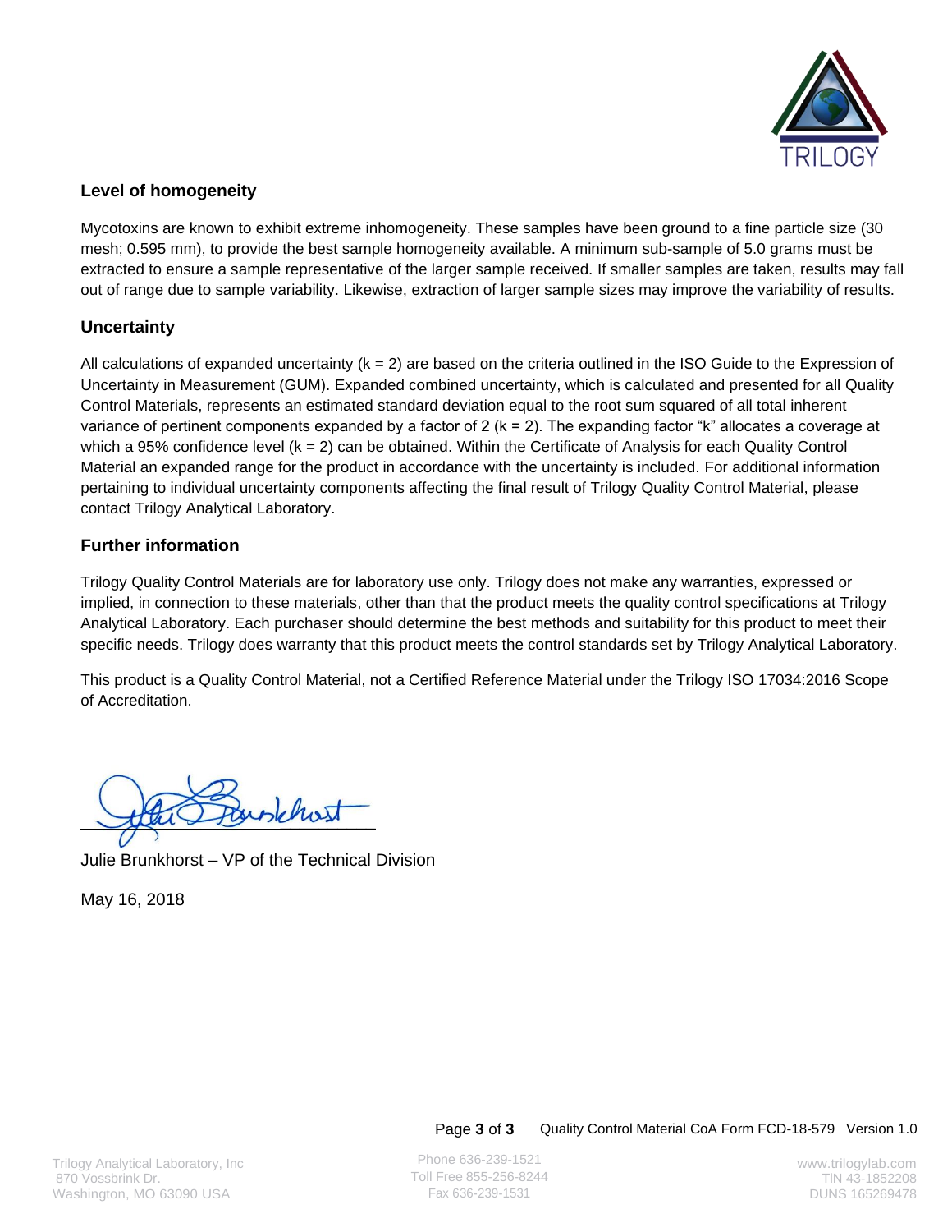## Level of homogeneity

Mycotoxins are known to exhibit extreme inhomogeneity. These samples have been ground to a fine particle size (30 mesh; 0.595 mm), to provide the best sample homogeneity available. A minimum sub-sample of 5.0 grams must be extracted to ensure a sample representative of the larger sample received. If smaller samples are taken, results may fall out of range due to sample variability. Likewise, extraction of larger sample sizes may improve the variability of results.

## Uncertainty

All calculations of expanded uncertainty (k = 2) are based on the criteria outlined in the ISO Guide to the Expression of Uncertainty in Measurement (GUM). Expanded combined uncertainty, which is calculated and presented for all Quality Control Materials, represents an estimated standard deviation equal to the root sum squared of all total inherent variance of pertinent components expanded by a factor of 2 (k = 2). The expanding factor "k" allocates a coverage at which a 95% confidence level (k = 2) can be obtained. Within the Certificate of Analysis for each Quality Control Material an expanded range for the product in accordance with the uncertainty is included. For additional information pertaining to individual uncertainty components affecting the final result of Trilogy Quality Control Material, please contact Trilogy Analytical Laboratory.

## Further information

Trilogy Quality Control Materials are for laboratory use only. Trilogy does not make any warranties, expressed or implied, in connection to these materials, other than that the product meets the quality control specifications at Trilogy Analytical Laboratory. Each purchaser should determine the best methods and suitability for this product to meet their specific needs. Trilogy does warranty that this product meets the control standards set by Trilogy Analytical Laboratory.

This product is a Quality Control Material, not a Certified Reference Material under the Trilogy ISO 17034:2016 Scope of Accreditation.

Julie Brunkhorst – VP of the Technical Division

May 16, 2018

Quality Control Material CoA Form FCD-18-579 Version 1.0

Trilogy Analytical Laboratory, Inc
870 Vossbrink Dr.
Washington, MO 63090 USA

Phone 636-239-1521
Toll Free 855-256-8244
Fax 636-239-1531

www.trilogylab.com
TIN 43-1852208
DUNS 165269478